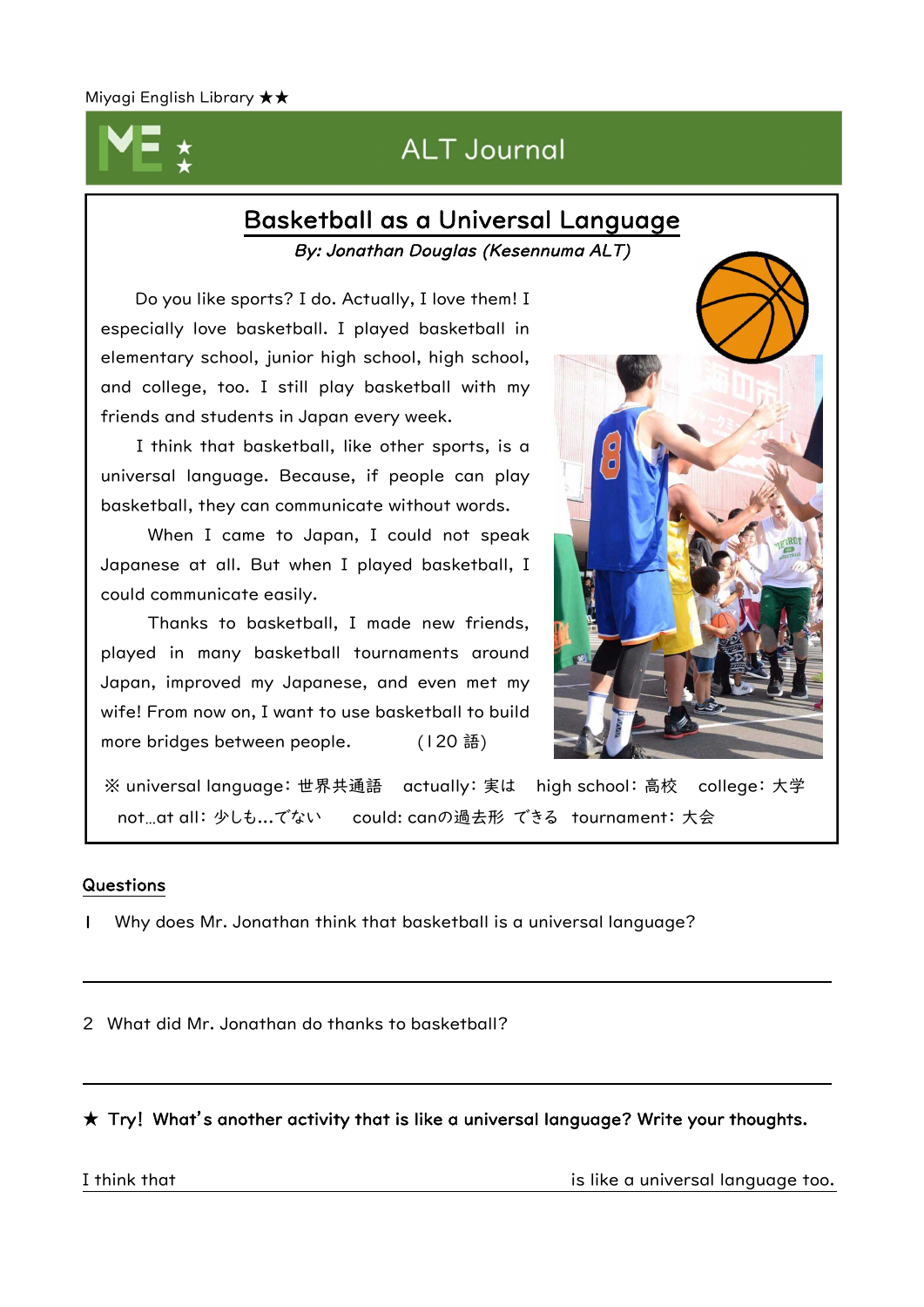Miyagi English Library ★★

# ALT Journal

## Basketball as a Universal Language

*By: Jonathan Douglas (Kesennuma ALT)*

Do you like sports? I do. Actually, I love them! I especially love basketball. I played basketball in elementary school, junior high school, high school, and college, too. I still play basketball with my friends and students in Japan every week.

I think that basketball, like other sports, is a universal language. Because, if people can play basketball, they can communicate without words.

When I came to Japan, I could not speak Japanese at all. But when I played basketball, I could communicate easily.

Thanks to basketball, I made new friends, played in many basketball tournaments around Japan, improved my Japanese, and even met my wife! From now on, I want to use basketball to build more bridges between people. (120 語)

※ universal language：世界共通語　actually：実は　high school：高校　college：大学
not…at all：少しも…でない　could: canの過去形 できる　tournament：大会

### Questions

1 Why does Mr. Jonathan think that basketball is a universal language?

---

2 What did Mr. Jonathan do thanks to basketball?

---

**★ Try! What's another activity that is like a universal language? Write your thoughts.**

I think that ______________________________ is like a universal language too.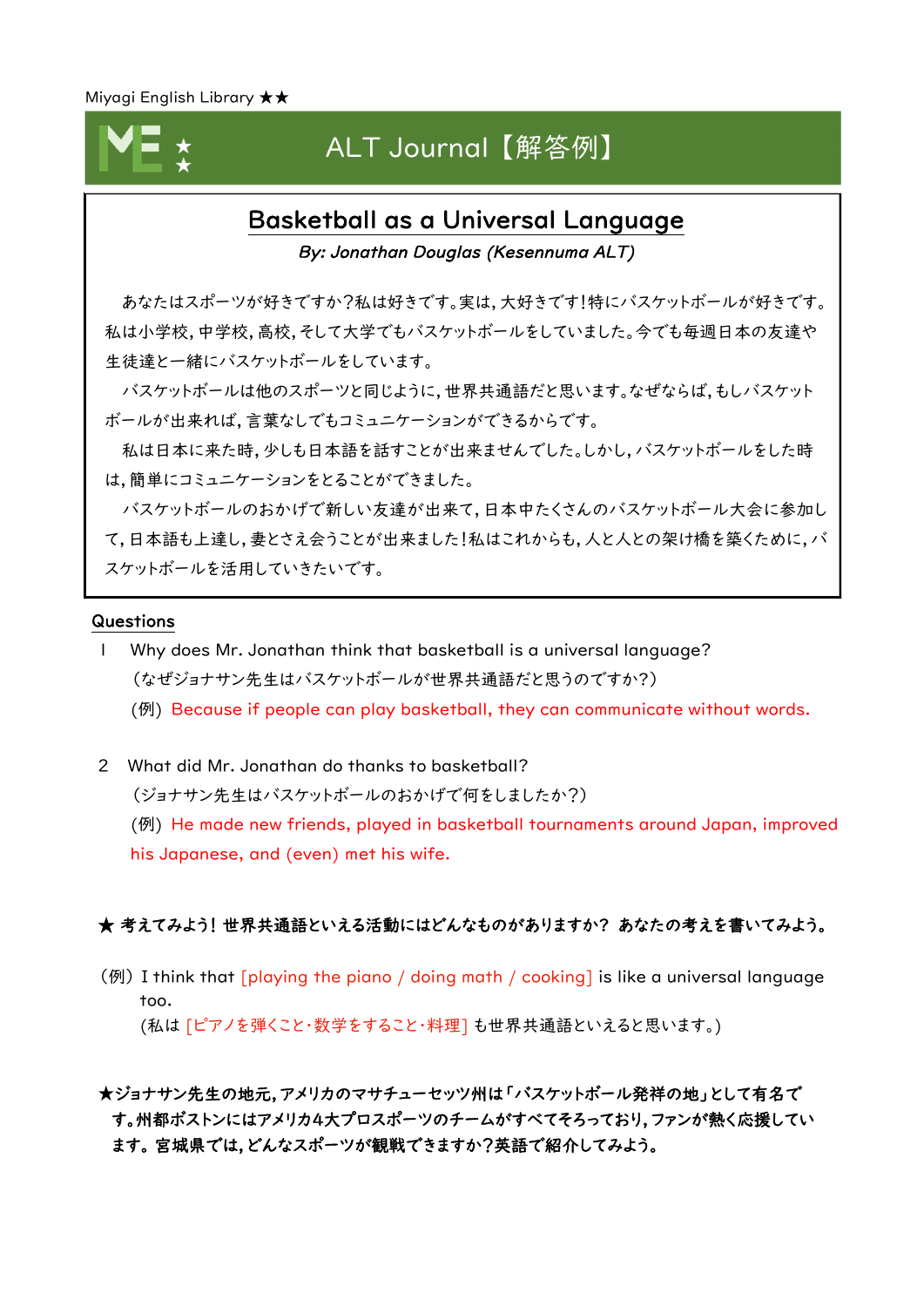Miyagi English Library ★★

# ALT Journal【解答例】

## Basketball as a Universal Language

*By: Jonathan Douglas (Kesennuma ALT)*

あなたはスポーツが好きですか?私は好きです。実は,大好きです!特にバスケットボールが好きです。私は小学校,中学校,高校,そして大学でもバスケットボールをしていました。今でも毎週日本の友達や生徒達と一緒にバスケットボールをしています。

バスケットボールは他のスポーツと同じように,世界共通語だと思います。なぜならば,もしバスケットボールが出来れば,言葉なしでもコミュニケーションができるからです。

私は日本に来た時,少しも日本語を話すことが出来ませんでした。しかし,バスケットボールをした時は,簡単にコミュニケーションをとることができました。

バスケットボールのおかげで新しい友達が出来て,日本中たくさんのバスケットボール大会に参加して,日本語も上達し,妻とさえ会うことが出来ました!私はこれからも,人と人との架け橋を築くために,バスケットボールを活用していきたいです。

## Questions

1 Why does Mr. Jonathan think that basketball is a universal language?
(なぜジョナサン先生はバスケットボールが世界共通語だと思うのですか?)
(例) Because if people can play basketball, they can communicate without words.

2 What did Mr. Jonathan do thanks to basketball?
(ジョナサン先生はバスケットボールのおかげで何をしましたか?)
(例) He made new friends, played in basketball tournaments around Japan, improved his Japanese, and (even) met his wife.

**★ 考えてみよう! 世界共通語といえる活動にはどんなものがありますか? あなたの考えを書いてみよう。**

(例) I think that [playing the piano / doing math / cooking] is like a universal language too.
(私は [ピアノを弾くこと・数学をすること・料理] も世界共通語といえると思います。)

**★ジョナサン先生の地元,アメリカのマサチューセッツ州は「バスケットボール発祥の地」として有名です。州都ボストンにはアメリカ4大プロスポーツのチームがすべてそろっており,ファンが熱く応援しています。宮城県では,どんなスポーツが観戦できますか?英語で紹介してみよう。**